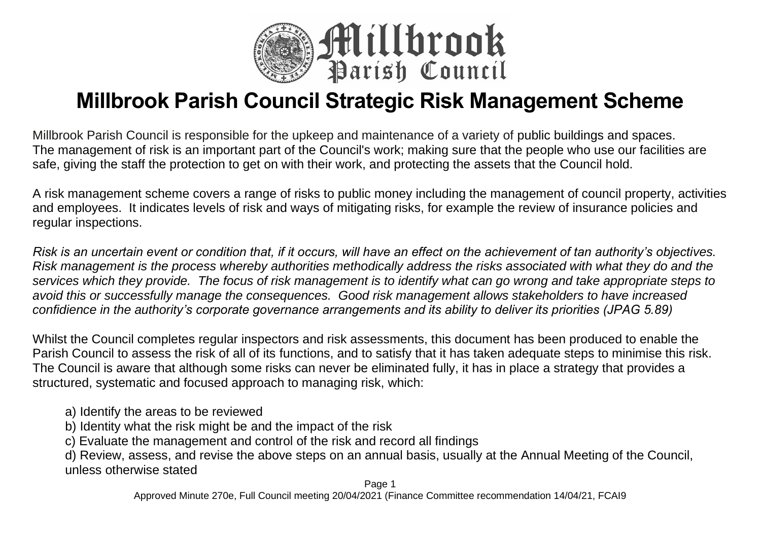# Millbrook Parish Council Strategic Risk Management Scheme

Millbrook Parish Council is responsible for the upkeep and maintenance of a variety of public buildings and spaces. The management of risk is an important part of the Council's work; making sure that the people who use our facilities are safe, giving the staff the protection to get on with their work, and protecting the assets that the Council hold.

A risk management scheme covers a range of risks to public money including the management of council property, activities and employees. It indicates levels of risk and ways of mitigating risks, for example the review of insurance policies and regular inspections.

*Risk is an uncertain event or condition that, if it occurs, will have an effect on the achievement of tan authority's objectives. Risk management is the process whereby authorities methodically address the risks associated with what they do and the services which they provide. The focus of risk management is to identify what can go wrong and take appropriate steps to avoid this or successfully manage the consequences. Good risk management allows stakeholders to have increased confidience in the authority's corporate governance arrangements and its ability to deliver its priorities (JPAG 5.89)*

Whilst the Council completes regular inspectors and risk assessments, this document has been produced to enable the Parish Council to assess the risk of all of its functions, and to satisfy that it has taken adequate steps to minimise this risk. The Council is aware that although some risks can never be eliminated fully, it has in place a strategy that provides a structured, systematic and focused approach to managing risk, which:

a) Identify the areas to be reviewed
b) Identity what the risk might be and the impact of the risk
c) Evaluate the management and control of the risk and record all findings
d) Review, assess, and revise the above steps on an annual basis, usually at the Annual Meeting of the Council, unless otherwise stated

Approved Minute 270e, Full Council meeting 20/04/2021 (Finance Committee recommendation 14/04/21, FCAI9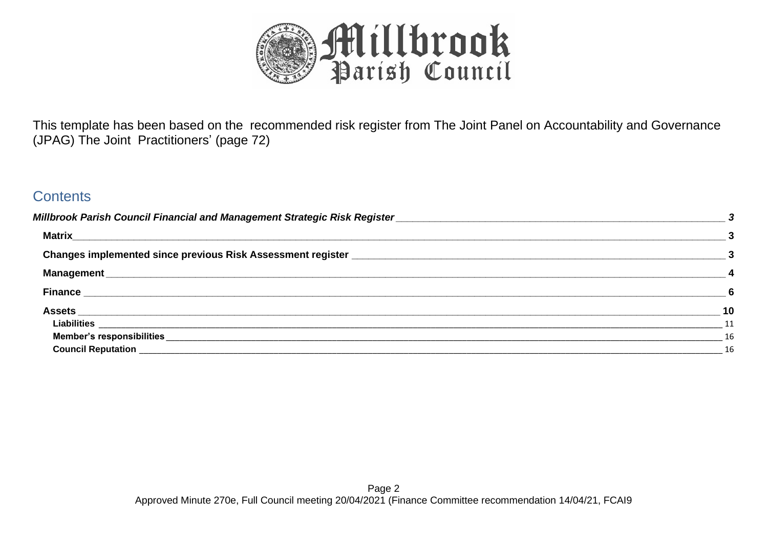This template has been based on the recommended risk register from The Joint Panel on Accountability and Governance (JPAG) The Joint Practitioners' (page 72)

## Contents

*Millbrook Parish Council Financial and Management Strategic Risk Register* ____ 3

- **Matrix** ____ 3
- **Changes implemented since previous Risk Assessment register** ____ 3
- **Management** ____ 4
- **Finance** ____ 6
- **Assets** ____ 10
  - **Liabilities** ____ 11
  - **Member's responsibilities** ____ 16
  - **Council Reputation** ____ 16

Approved Minute 270e, Full Council meeting 20/04/2021 (Finance Committee recommendation 14/04/21, FCAI9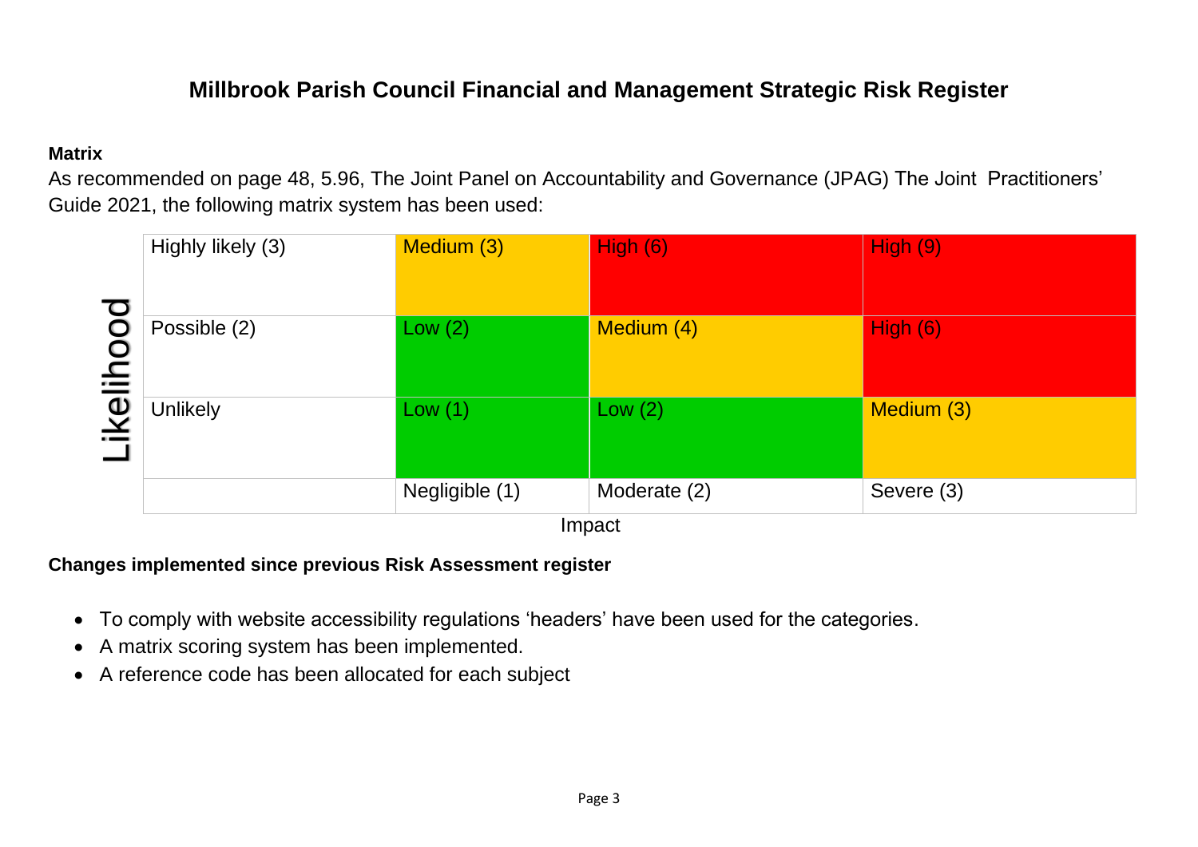# Millbrook Parish Council Financial and Management Strategic Risk Register

**Matrix**

As recommended on page 48, 5.96, The Joint Panel on Accountability and Governance (JPAG) The Joint Practitioners' Guide 2021, the following matrix system has been used:

| Likelihood | | | | |
|---|---|---|---|---|
| | Highly likely (3) | Medium (3) | High (6) | High (9) |
| | Possible (2) | Low (2) | Medium (4) | High (6) |
| | Unlikely | Low (1) | Low (2) | Medium (3) |
| | | Negligible (1) | Moderate (2) | Severe (3) |
| | | Impact | | |

**Changes implemented since previous Risk Assessment register**

- To comply with website accessibility regulations 'headers' have been used for the categories.
- A matrix scoring system has been implemented.
- A reference code has been allocated for each subject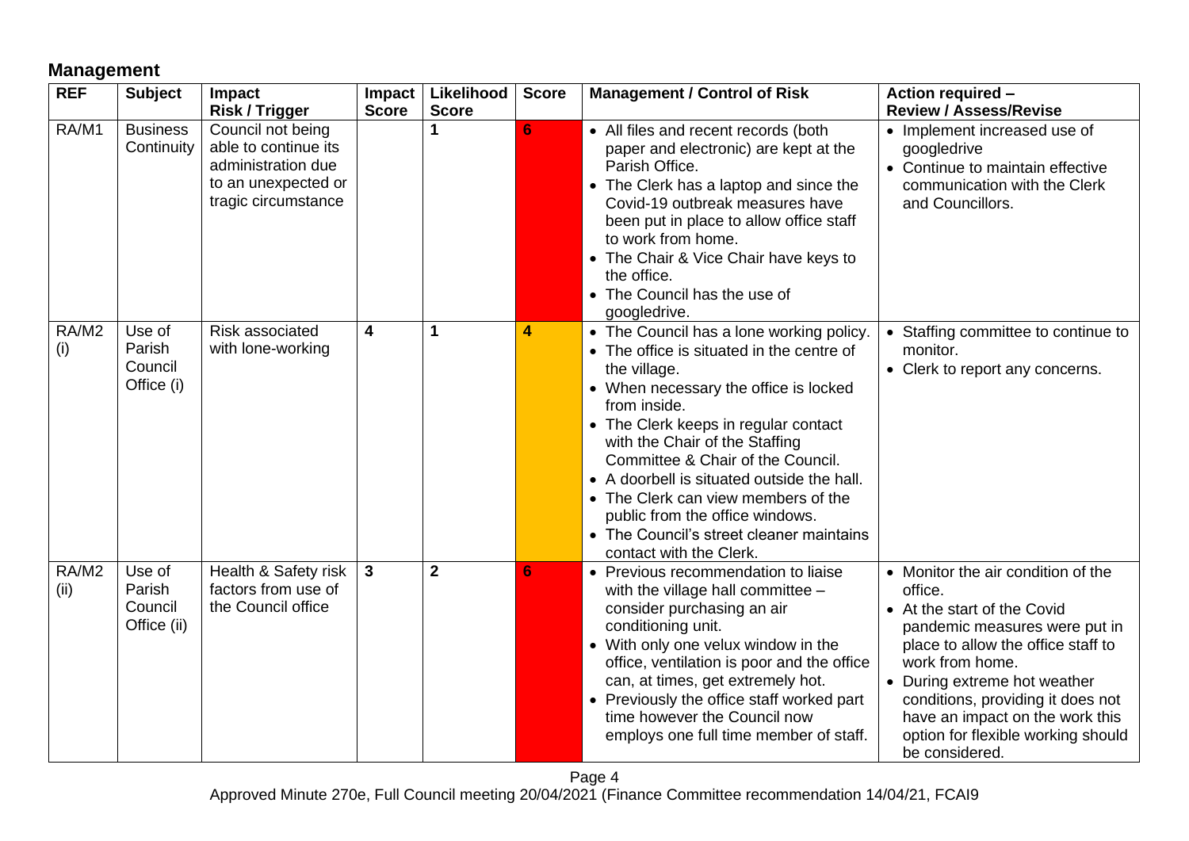## Management

| REF | Subject | Impact Risk / Trigger | Impact Score | Likelihood Score | Score | Management / Control of Risk | Action required – Review / Assess/Revise |
|---|---|---|---|---|---|---|---|
| RA/M1 | Business Continuity | Council not being able to continue its administration due to an unexpected or tragic circumstance | | 1 | 6 | • All files and recent records (both paper and electronic) are kept at the Parish Office. • The Clerk has a laptop and since the Covid-19 outbreak measures have been put in place to allow office staff to work from home. • The Chair & Vice Chair have keys to the office. • The Council has the use of googledrive. | • Implement increased use of googledrive • Continue to maintain effective communication with the Clerk and Councillors. |
| RA/M2 (i) | Use of Parish Council Office (i) | Risk associated with lone-working | 4 | 1 | 4 | • The Council has a lone working policy. • The office is situated in the centre of the village. • When necessary the office is locked from inside. • The Clerk keeps in regular contact with the Chair of the Staffing Committee & Chair of the Council. • A doorbell is situated outside the hall. • The Clerk can view members of the public from the office windows. • The Council's street cleaner maintains contact with the Clerk. | • Staffing committee to continue to monitor. • Clerk to report any concerns. |
| RA/M2 (ii) | Use of Parish Council Office (ii) | Health & Safety risk factors from use of the Council office | 3 | 2 | 6 | • Previous recommendation to liaise with the village hall committee – consider purchasing an air conditioning unit. • With only one velux window in the office, ventilation is poor and the office can, at times, get extremely hot. • Previously the office staff worked part time however the Council now employs one full time member of staff. | • Monitor the air condition of the office. • At the start of the Covid pandemic measures were put in place to allow the office staff to work from home. • During extreme hot weather conditions, providing it does not have an impact on the work this option for flexible working should be considered. |

Approved Minute 270e, Full Council meeting 20/04/2021 (Finance Committee recommendation 14/04/21, FCAI9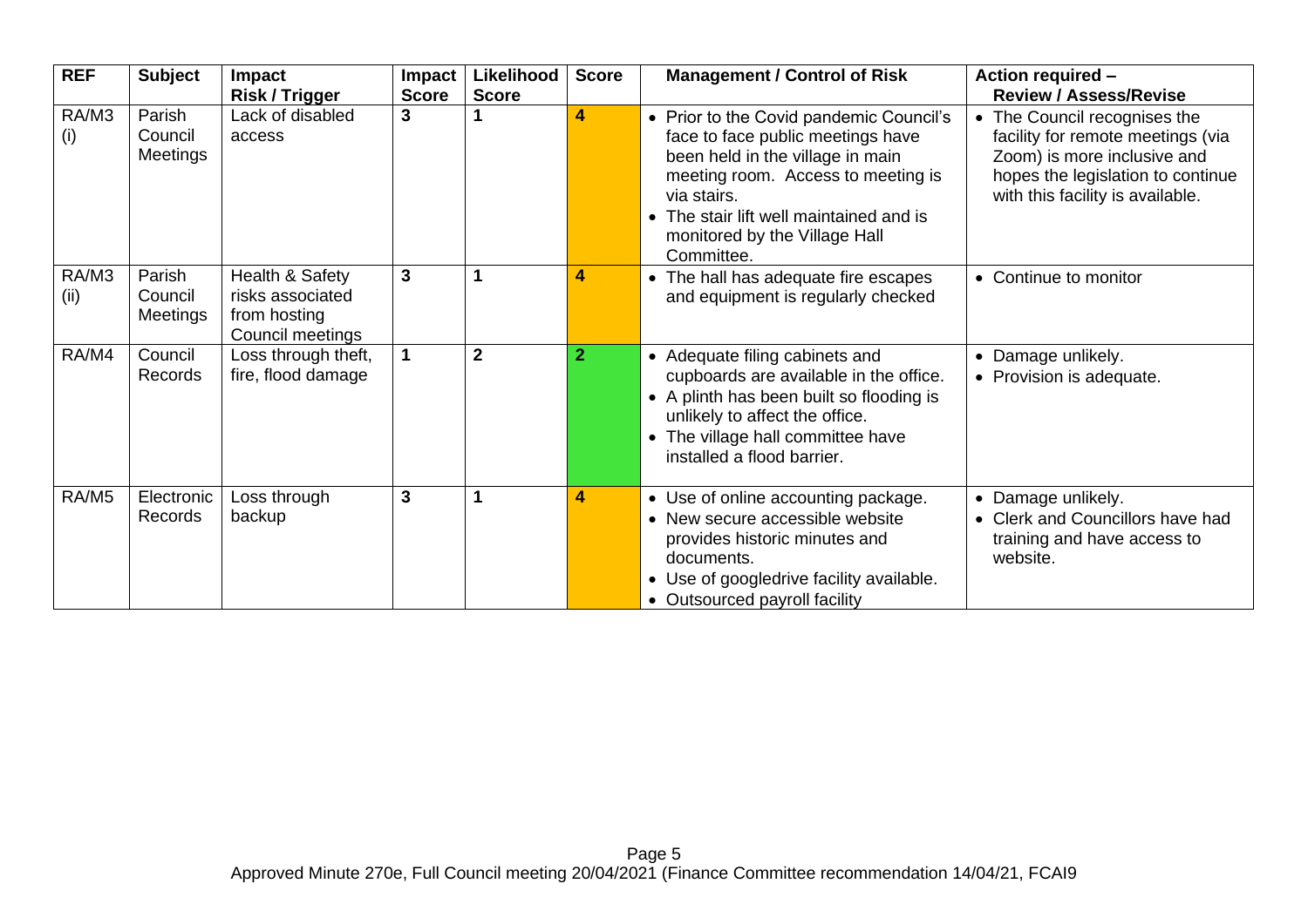| REF | Subject | Impact Risk / Trigger | Impact Score | Likelihood Score | Score | Management / Control of Risk | Action required – Review / Assess/Revise |
|---|---|---|---|---|---|---|---|
| RA/M3 (i) | Parish Council Meetings | Lack of disabled access | **3** | **1** | **4** | • Prior to the Covid pandemic Council's face to face public meetings have been held in the village in main meeting room. Access to meeting is via stairs.<br>• The stair lift well maintained and is monitored by the Village Hall Committee. | • The Council recognises the facility for remote meetings (via Zoom) is more inclusive and hopes the legislation to continue with this facility is available. |
| RA/M3 (ii) | Parish Council Meetings | Health & Safety risks associated from hosting Council meetings | **3** | **1** | **4** | • The hall has adequate fire escapes and equipment is regularly checked | • Continue to monitor |
| RA/M4 | Council Records | Loss through theft, fire, flood damage | **1** | **2** | **2** | • Adequate filing cabinets and cupboards are available in the office.<br>• A plinth has been built so flooding is unlikely to affect the office.<br>• The village hall committee have installed a flood barrier. | • Damage unlikely.<br>• Provision is adequate. |
| RA/M5 | Electronic Records | Loss through backup | **3** | **1** | **4** | • Use of online accounting package.<br>• New secure accessible website provides historic minutes and documents.<br>• Use of googledrive facility available.<br>• Outsourced payroll facility | • Damage unlikely.<br>• Clerk and Councillors have had training and have access to website. |

Approved Minute 270e, Full Council meeting 20/04/2021 (Finance Committee recommendation 14/04/21, FCAI9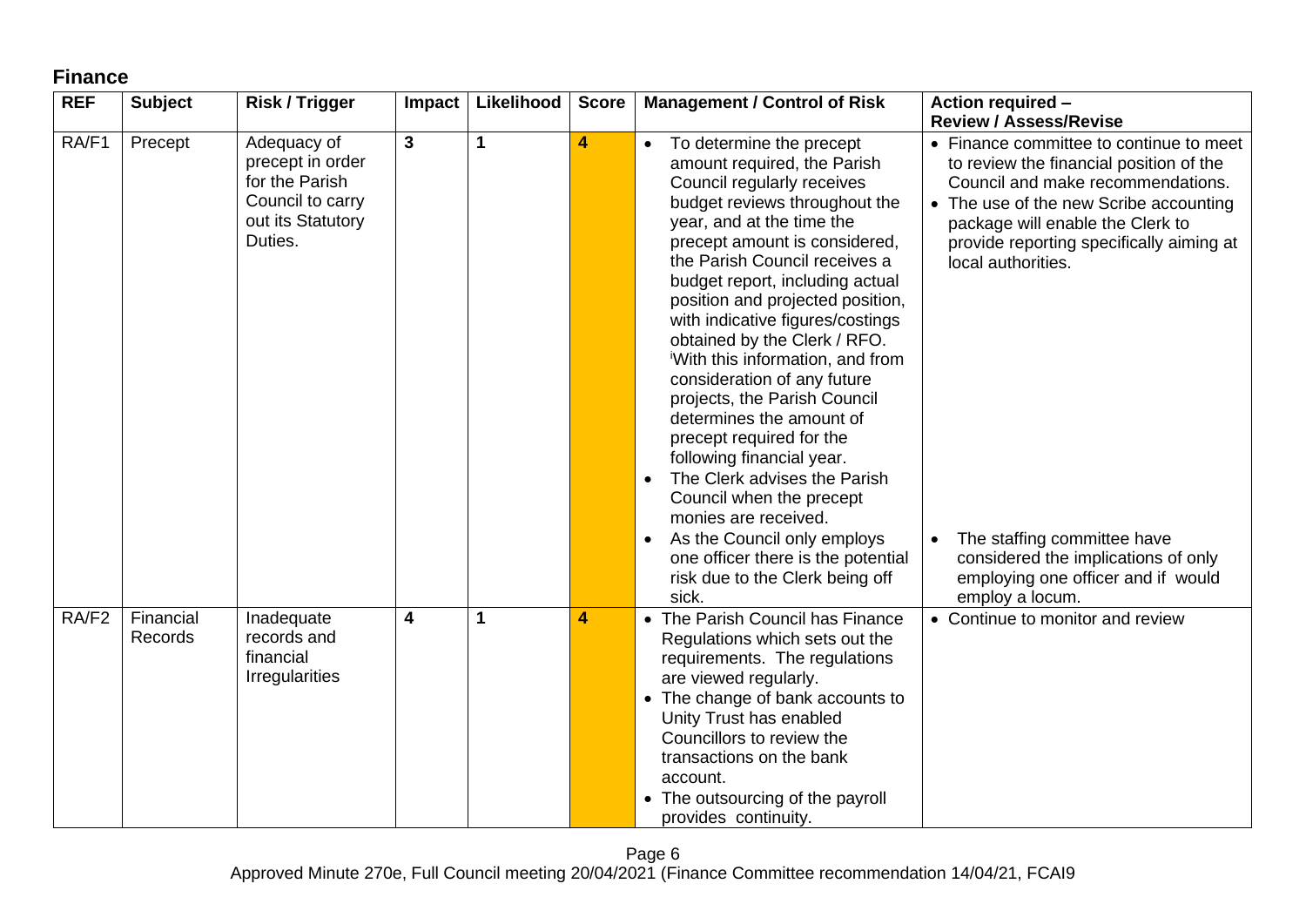## Finance

| REF | Subject | Risk / Trigger | Impact | Likelihood | Score | Management / Control of Risk | Action required – Review / Assess/Revise |
|---|---|---|---|---|---|---|---|
| RA/F1 | Precept | Adequacy of precept in order for the Parish Council to carry out its Statutory Duties. | **3** | **1** | **4** | • To determine the precept amount required, the Parish Council regularly receives budget reviews throughout the year, and at the time the precept amount is considered, the Parish Council receives a budget report, including actual position and projected position, with indicative figures/costings obtained by the Clerk / RFO. [i]With this information, and from consideration of any future projects, the Parish Council determines the amount of precept required for the following financial year.<br>• The Clerk advises the Parish Council when the precept monies are received.<br>• As the Council only employs one officer there is the potential risk due to the Clerk being off sick. | • Finance committee to continue to meet to review the financial position of the Council and make recommendations.<br>• The use of the new Scribe accounting package will enable the Clerk to provide reporting specifically aiming at local authorities.<br>• The staffing committee have considered the implications of only employing one officer and if would employ a locum. |
| RA/F2 | Financial Records | Inadequate records and financial Irregularities | **4** | **1** | **4** | • The Parish Council has Finance Regulations which sets out the requirements. The regulations are viewed regularly.<br>• The change of bank accounts to Unity Trust has enabled Councillors to review the transactions on the bank account.<br>• The outsourcing of the payroll provides continuity. | • Continue to monitor and review |

Approved Minute 270e, Full Council meeting 20/04/2021 (Finance Committee recommendation 14/04/21, FCAI9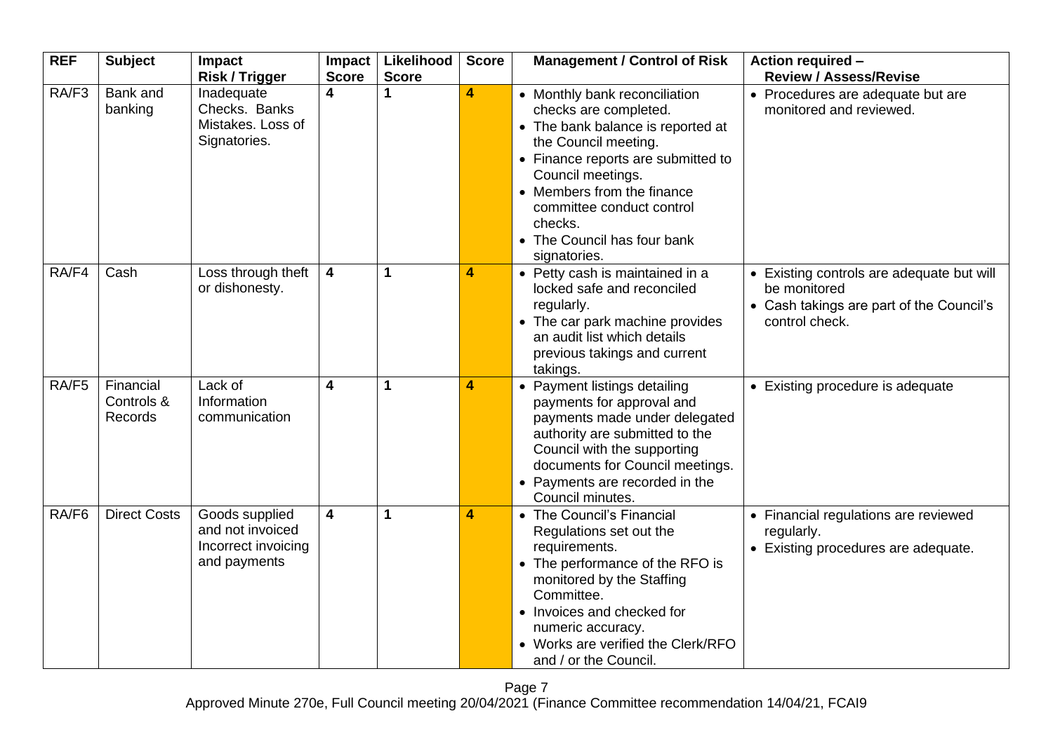| REF | Subject | Impact Risk / Trigger | Impact Score | Likelihood Score | Score | Management / Control of Risk | Action required – Review / Assess/Revise |
|---|---|---|---|---|---|---|---|
| RA/F3 | Bank and banking | Inadequate Checks. Banks Mistakes. Loss of Signatories. | 4 | 1 | 4 | • Monthly bank reconciliation checks are completed.<br>• The bank balance is reported at the Council meeting.<br>• Finance reports are submitted to Council meetings.<br>• Members from the finance committee conduct control checks.<br>• The Council has four bank signatories. | • Procedures are adequate but are monitored and reviewed. |
| RA/F4 | Cash | Loss through theft or dishonesty. | 4 | 1 | 4 | • Petty cash is maintained in a locked safe and reconciled regularly.<br>• The car park machine provides an audit list which details previous takings and current takings. | • Existing controls are adequate but will be monitored<br>• Cash takings are part of the Council's control check. |
| RA/F5 | Financial Controls & Records | Lack of Information communication | 4 | 1 | 4 | • Payment listings detailing payments for approval and payments made under delegated authority are submitted to the Council with the supporting documents for Council meetings.<br>• Payments are recorded in the Council minutes. | • Existing procedure is adequate |
| RA/F6 | Direct Costs | Goods supplied and not invoiced Incorrect invoicing and payments | 4 | 1 | 4 | • The Council's Financial Regulations set out the requirements.<br>• The performance of the RFO is monitored by the Staffing Committee.<br>• Invoices and checked for numeric accuracy.<br>• Works are verified the Clerk/RFO and / or the Council. | • Financial regulations are reviewed regularly.<br>• Existing procedures are adequate. |

Approved Minute 270e, Full Council meeting 20/04/2021 (Finance Committee recommendation 14/04/21, FCAI9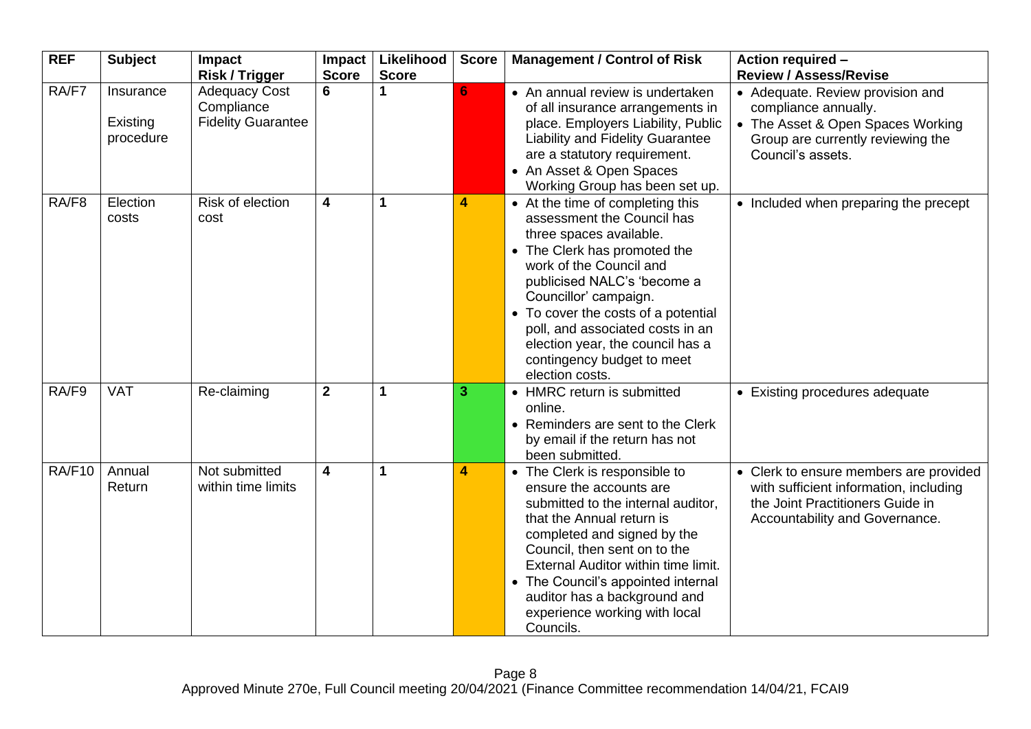| REF | Subject | Impact Risk / Trigger | Impact Score | Likelihood Score | Score | Management / Control of Risk | Action required – Review / Assess/Revise |
|---|---|---|---|---|---|---|---|
| RA/F7 | Insurance Existing procedure | Adequacy Cost Compliance Fidelity Guarantee | 6 | 1 | 6 | • An annual review is undertaken of all insurance arrangements in place. Employers Liability, Public Liability and Fidelity Guarantee are a statutory requirement.<br>• An Asset & Open Spaces Working Group has been set up. | • Adequate. Review provision and compliance annually.<br>• The Asset & Open Spaces Working Group are currently reviewing the Council's assets. |
| RA/F8 | Election costs | Risk of election cost | 4 | 1 | 4 | • At the time of completing this assessment the Council has three spaces available.<br>• The Clerk has promoted the work of the Council and publicised NALC's 'become a Councillor' campaign.<br>• To cover the costs of a potential poll, and associated costs in an election year, the council has a contingency budget to meet election costs. | • Included when preparing the precept |
| RA/F9 | VAT | Re-claiming | 2 | 1 | 3 | • HMRC return is submitted online.<br>• Reminders are sent to the Clerk by email if the return has not been submitted. | • Existing procedures adequate |
| RA/F10 | Annual Return | Not submitted within time limits | 4 | 1 | 4 | • The Clerk is responsible to ensure the accounts are submitted to the internal auditor, that the Annual return is completed and signed by the Council, then sent on to the External Auditor within time limit.<br>• The Council's appointed internal auditor has a background and experience working with local Councils. | • Clerk to ensure members are provided with sufficient information, including the Joint Practitioners Guide in Accountability and Governance. |

Approved Minute 270e, Full Council meeting 20/04/2021 (Finance Committee recommendation 14/04/21, FCAI9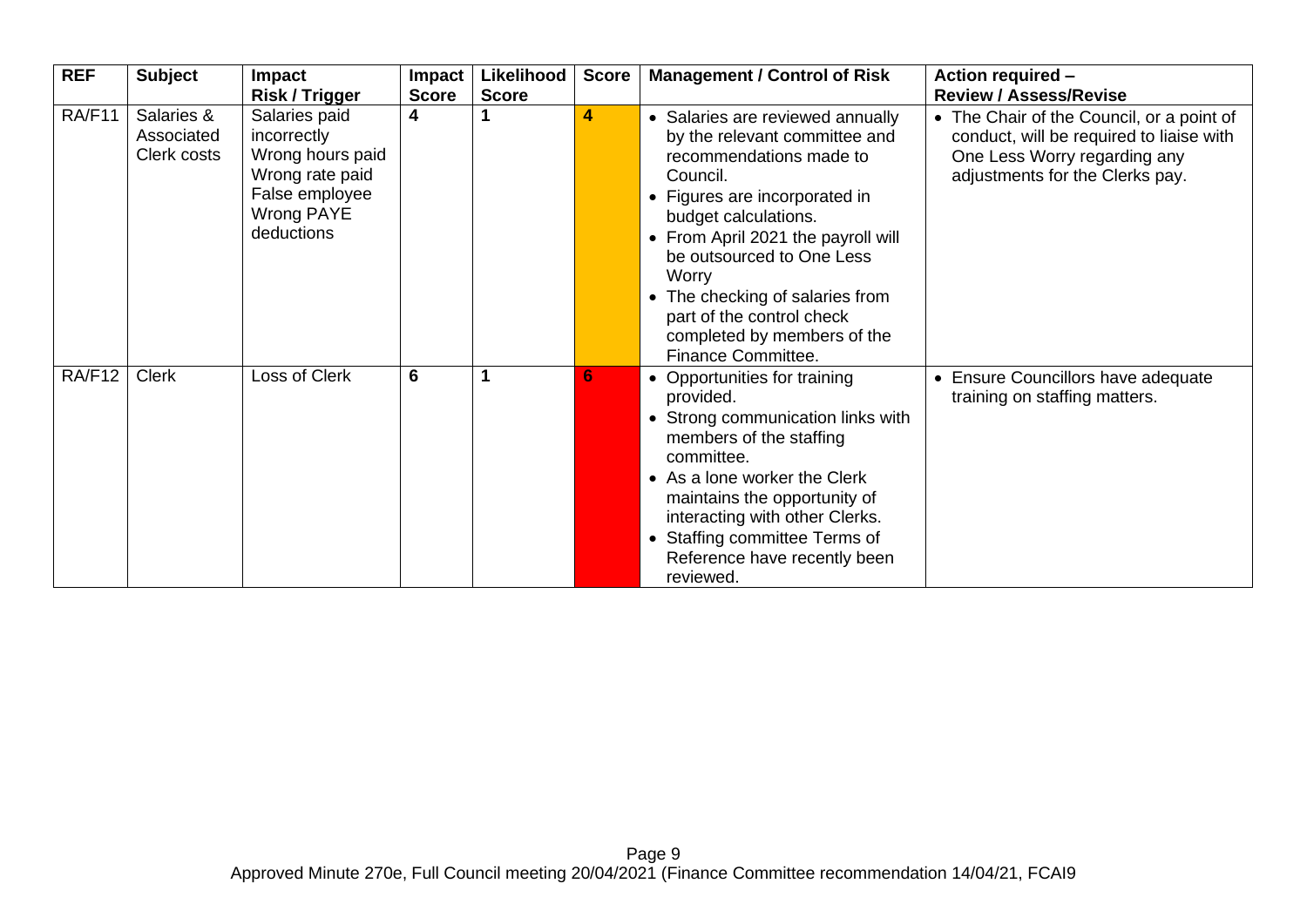| REF | Subject | Impact Risk / Trigger | Impact Score | Likelihood Score | Score | Management / Control of Risk | Action required – Review / Assess/Revise |
|---|---|---|---|---|---|---|---|
| RA/F11 | Salaries & Associated Clerk costs | Salaries paid incorrectly<br>Wrong hours paid<br>Wrong rate paid<br>False employee<br>Wrong PAYE deductions | 4 | 1 | 4 | • Salaries are reviewed annually by the relevant committee and recommendations made to Council.<br>• Figures are incorporated in budget calculations.<br>• From April 2021 the payroll will be outsourced to One Less Worry<br>• The checking of salaries from part of the control check completed by members of the Finance Committee. | • The Chair of the Council, or a point of conduct, will be required to liaise with One Less Worry regarding any adjustments for the Clerks pay. |
| RA/F12 | Clerk | Loss of Clerk | 6 | 1 | 6 | • Opportunities for training provided.<br>• Strong communication links with members of the staffing committee.<br>• As a lone worker the Clerk maintains the opportunity of interacting with other Clerks.<br>• Staffing committee Terms of Reference have recently been reviewed. | • Ensure Councillors have adequate training on staffing matters. |

Approved Minute 270e, Full Council meeting 20/04/2021 (Finance Committee recommendation 14/04/21, FCAI9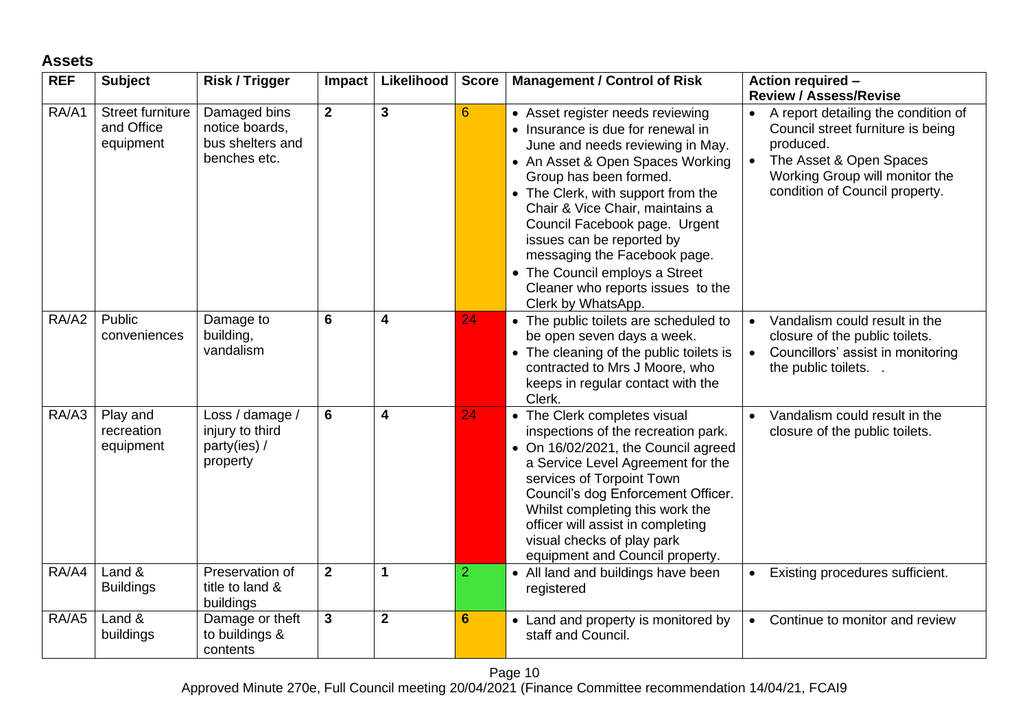## Assets

| REF | Subject | Risk / Trigger | Impact | Likelihood | Score | Management / Control of Risk | Action required – Review / Assess/Revise |
|---|---|---|---|---|---|---|---|
| RA/A1 | Street furniture and Office equipment | Damaged bins notice boards, bus shelters and benches etc. | **2** | **3** | 6 | • Asset register needs reviewing<br>• Insurance is due for renewal in June and needs reviewing in May.<br>• An Asset & Open Spaces Working Group has been formed.<br>• The Clerk, with support from the Chair & Vice Chair, maintains a Council Facebook page. Urgent issues can be reported by messaging the Facebook page.<br>• The Council employs a Street Cleaner who reports issues to the Clerk by WhatsApp. | • A report detailing the condition of Council street furniture is being produced.<br>• The Asset & Open Spaces Working Group will monitor the condition of Council property. |
| RA/A2 | Public conveniences | Damage to building, vandalism | **6** | **4** | 24 | • The public toilets are scheduled to be open seven days a week.<br>• The cleaning of the public toilets is contracted to Mrs J Moore, who keeps in regular contact with the Clerk. | • Vandalism could result in the closure of the public toilets.<br>• Councillors' assist in monitoring the public toilets. . |
| RA/A3 | Play and recreation equipment | Loss / damage / injury to third party(ies) / property | **6** | **4** | 24 | • The Clerk completes visual inspections of the recreation park.<br>• On 16/02/2021, the Council agreed a Service Level Agreement for the services of Torpoint Town Council's dog Enforcement Officer. Whilst completing this work the officer will assist in completing visual checks of play park equipment and Council property. | • Vandalism could result in the closure of the public toilets. |
| RA/A4 | Land & Buildings | Preservation of title to land & buildings | **2** | **1** | 2 | • All land and buildings have been registered | • Existing procedures sufficient. |
| RA/A5 | Land & buildings | Damage or theft to buildings & contents | **3** | **2** | **6** | • Land and property is monitored by staff and Council. | • Continue to monitor and review |

Approved Minute 270e, Full Council meeting 20/04/2021 (Finance Committee recommendation 14/04/21, FCAI9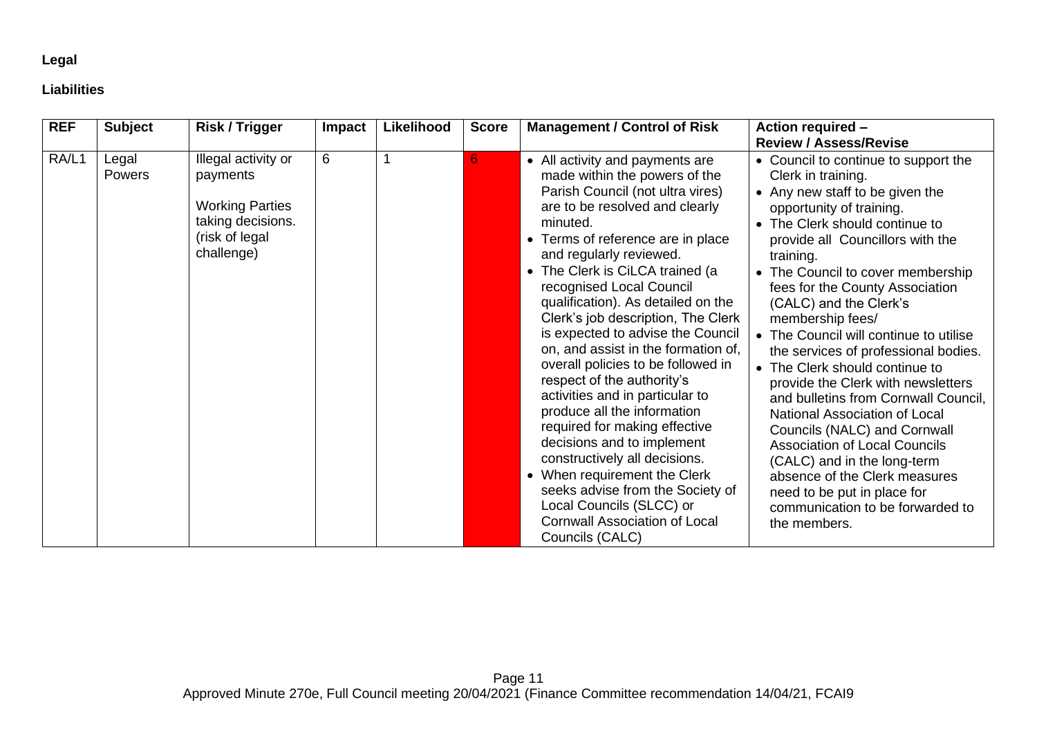**Legal**

**Liabilities**

| REF | Subject | Risk / Trigger | Impact | Likelihood | Score | Management / Control of Risk | Action required – Review / Assess/Revise |
|---|---|---|---|---|---|---|---|
| RA/L1 | Legal Powers | Illegal activity or payments<br><br>Working Parties taking decisions. (risk of legal challenge) | 6 | 1 | 6 | • All activity and payments are made within the powers of the Parish Council (not ultra vires) are to be resolved and clearly minuted.<br>• Terms of reference are in place and regularly reviewed.<br>• The Clerk is CiLCA trained (a recognised Local Council qualification). As detailed on the Clerk's job description, The Clerk is expected to advise the Council on, and assist in the formation of, overall policies to be followed in respect of the authority's activities and in particular to produce all the information required for making effective decisions and to implement constructively all decisions.<br>• When requirement the Clerk seeks advise from the Society of Local Councils (SLCC) or Cornwall Association of Local Councils (CALC) | • Council to continue to support the Clerk in training.<br>• Any new staff to be given the opportunity of training.<br>• The Clerk should continue to provide all Councillors with the training.<br>• The Council to cover membership fees for the County Association (CALC) and the Clerk's membership fees/<br>• The Council will continue to utilise the services of professional bodies.<br>• The Clerk should continue to provide the Clerk with newsletters and bulletins from Cornwall Council, National Association of Local Councils (NALC) and Cornwall Association of Local Councils (CALC) and in the long-term absence of the Clerk measures need to be put in place for communication to be forwarded to the members. |

Approved Minute 270e, Full Council meeting 20/04/2021 (Finance Committee recommendation 14/04/21, FCAI9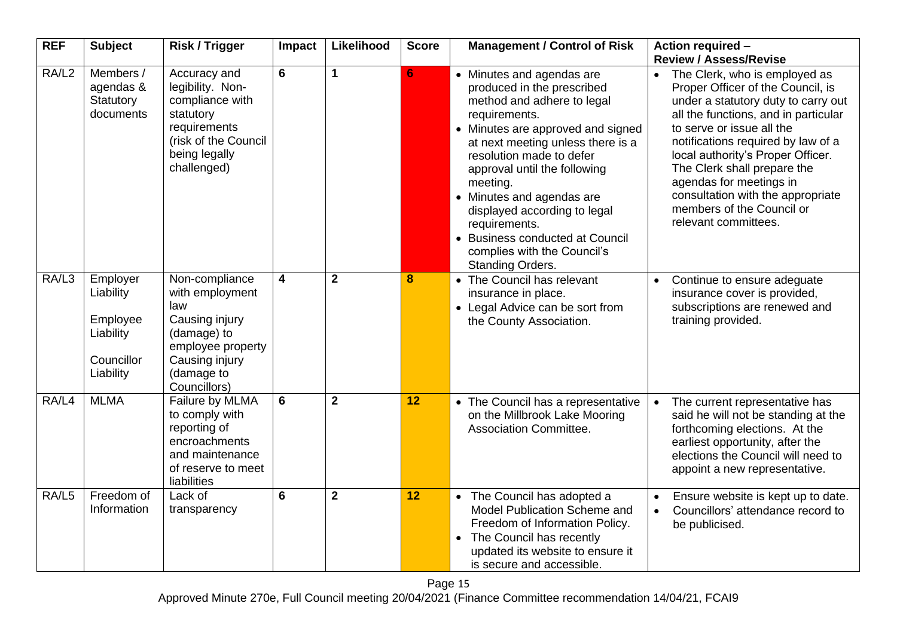| REF | Subject | Risk / Trigger | Impact | Likelihood | Score | Management / Control of Risk | Action required – Review / Assess/Revise |
|---|---|---|---|---|---|---|---|
| RA/L2 | Members / agendas & Statutory documents | Accuracy and legibility. Non-compliance with statutory requirements (risk of the Council being legally challenged) | 6 | 1 | 6 | • Minutes and agendas are produced in the prescribed method and adhere to legal requirements.<br>• Minutes are approved and signed at next meeting unless there is a resolution made to defer approval until the following meeting.<br>• Minutes and agendas are displayed according to legal requirements.<br>• Business conducted at Council complies with the Council's Standing Orders. | • The Clerk, who is employed as Proper Officer of the Council, is under a statutory duty to carry out all the functions, and in particular to serve or issue all the notifications required by law of a local authority's Proper Officer. The Clerk shall prepare the agendas for meetings in consultation with the appropriate members of the Council or relevant committees. |
| RA/L3 | Employer Liability<br><br>Employee Liability<br><br>Councillor Liability | Non-compliance with employment law<br>Causing injury (damage) to employee property<br>Causing injury (damage to Councillors) | 4 | 2 | 8 | • The Council has relevant insurance in place.<br>• Legal Advice can be sort from the County Association. | • Continue to ensure adeguate insurance cover is provided, subscriptions are renewed and training provided. |
| RA/L4 | MLMA | Failure by MLMA to comply with reporting of encroachments and maintenance of reserve to meet liabilities | 6 | 2 | 12 | • The Council has a representative on the Millbrook Lake Mooring Association Committee. | • The current representative has said he will not be standing at the forthcoming elections. At the earliest opportunity, after the elections the Council will need to appoint a new representative. |
| RA/L5 | Freedom of Information | Lack of transparency | 6 | 2 | 12 | • The Council has adopted a Model Publication Scheme and Freedom of Information Policy.<br>• The Council has recently updated its website to ensure it is secure and accessible. | • Ensure website is kept up to date.<br>• Councillors' attendance record to be publicised. |

Approved Minute 270e, Full Council meeting 20/04/2021 (Finance Committee recommendation 14/04/21, FCAI9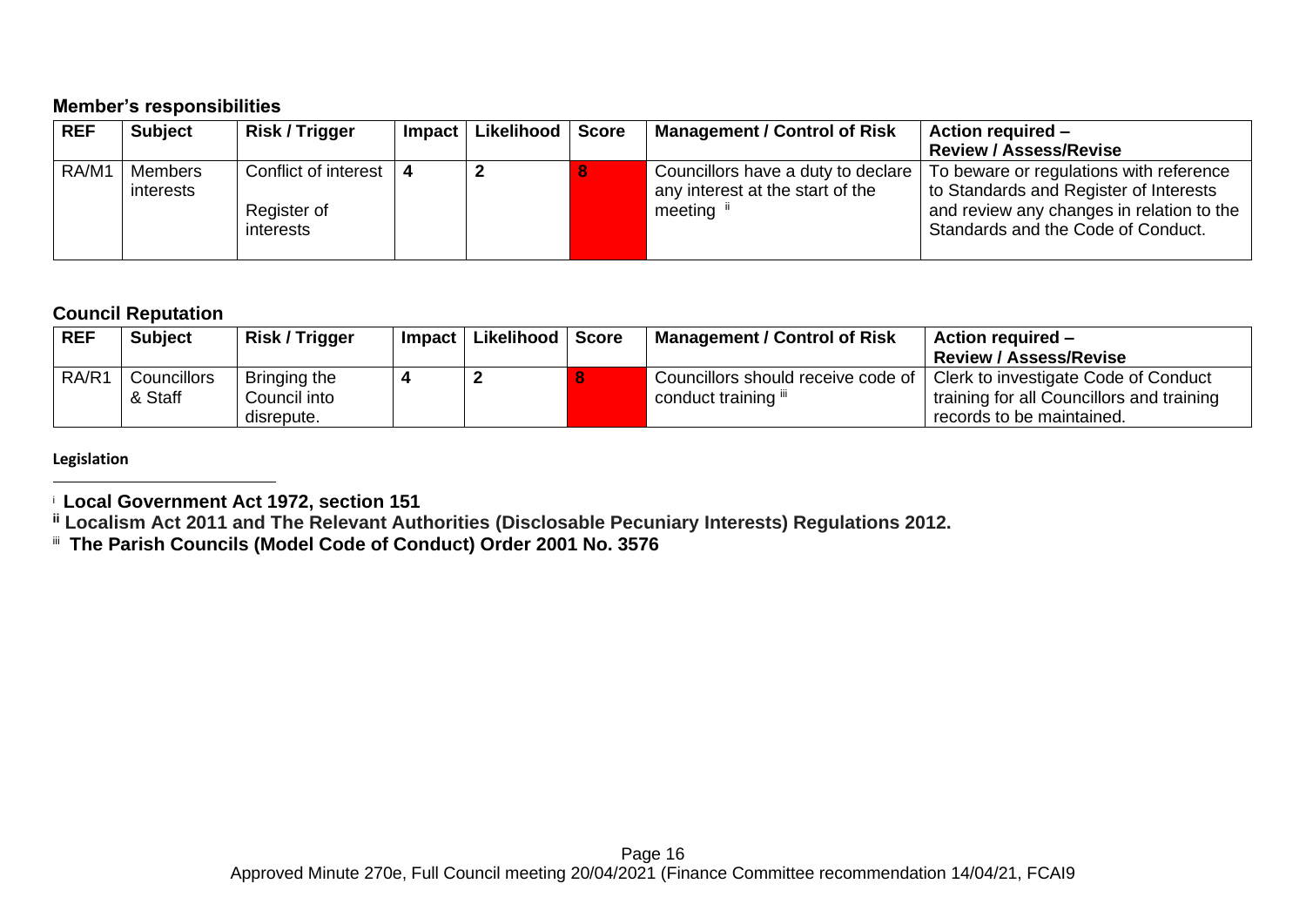### Member's responsibilities

| REF | Subject | Risk / Trigger | Impact | Likelihood | Score | Management / Control of Risk | Action required – Review / Assess/Revise |
| --- | --- | --- | --- | --- | --- | --- | --- |
| RA/M1 | Members interests | Conflict of interest<br>Register of interests | 4 | 2 | 8 | Councillors have a duty to declare any interest at the start of the meeting [ii] | To beware or regulations with reference to Standards and Register of Interests and review any changes in relation to the Standards and the Code of Conduct. |

### Council Reputation

| REF | Subject | Risk / Trigger | Impact | Likelihood | Score | Management / Control of Risk | Action required – Review / Assess/Revise |
| --- | --- | --- | --- | --- | --- | --- | --- |
| RA/R1 | Councillors & Staff | Bringing the Council into disrepute. | 4 | 2 | 8 | Councillors should receive code of conduct training [iii] | Clerk to investigate Code of Conduct training for all Councillors and training records to be maintained. |

**Legislation**

[i] **Local Government Act 1972, section 151**

[ii] **Localism Act 2011 and The Relevant Authorities (Disclosable Pecuniary Interests) Regulations 2012.**

[iii] **The Parish Councils (Model Code of Conduct) Order 2001 No. 3576**

Approved Minute 270e, Full Council meeting 20/04/2021 (Finance Committee recommendation 14/04/21, FCAI9